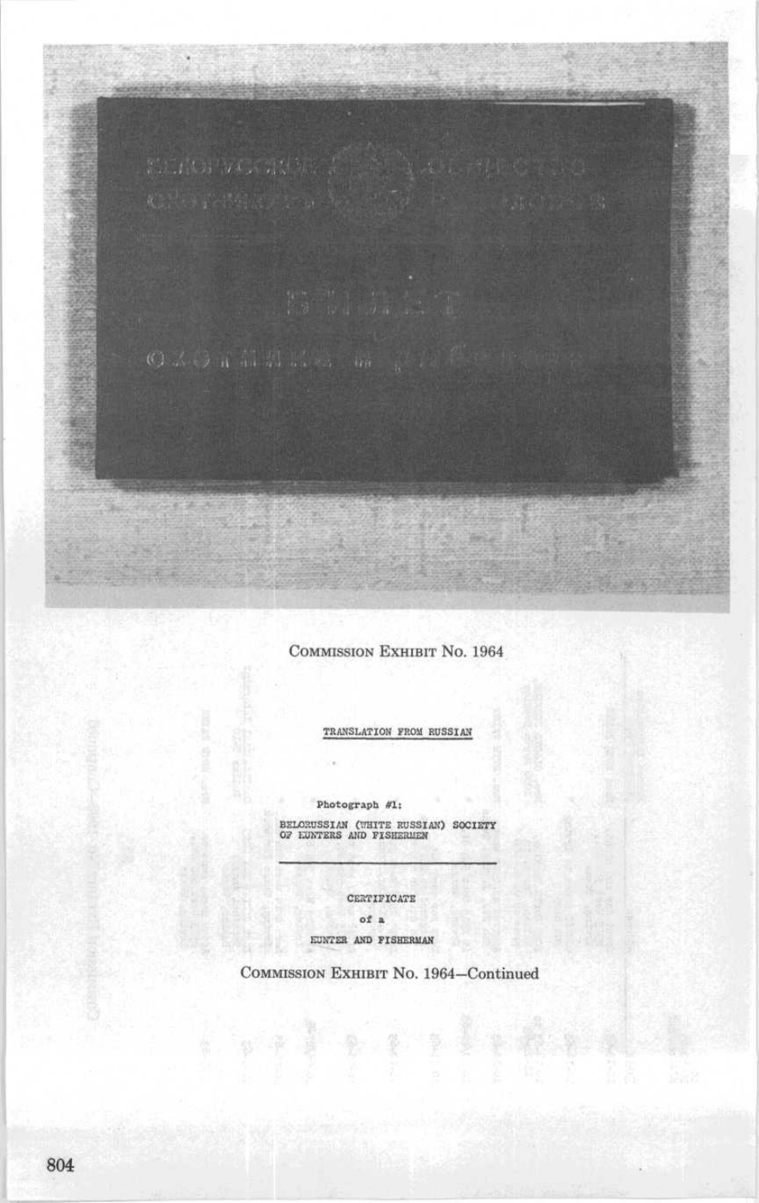COMMISSION EXHIBIT No. 1964

TRANSLATION FROM RUSSIAN

Photograph #1:

BELORUSSIAN (WHITE RUSSIAN) SOCIETY OF HUNTERS AND FISHERMEN

---

CERTIFICATE

of a

HUNTER AND FISHERMAN

COMMISSION EXHIBIT No. 1964—Continued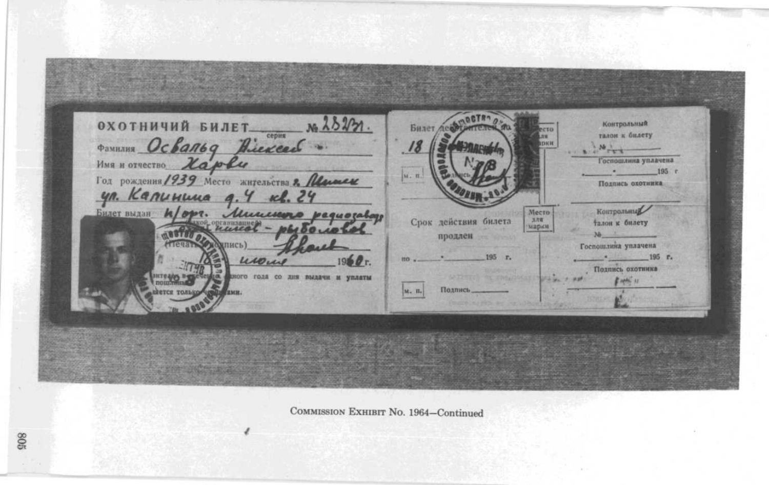ОХОТНИЧИЙ БИЛЕТ ______ № 28231
серия

Фамилия Освальд Алексей

Имя и отчество Харви

Год рождения 1939 Место жительства г. Минск ул. Калинина д. 4 кв. 24

Билет выдан п/орг. Минского радиозавода охотников - рыболовов

(Печать) (Подпись)

18 июля 1960 г.

Билет действителен по 18

М. П.

Срок действия билета продлен

по ______ 195 г.

М. П. Подпись ______

Место для марки

Место для марки

Контрольный талон к билету

№ ______

Госпошлина уплачена

______ 195 г

Подпись охотника

Контрольный талон к билету

№ ______

Госпошлина уплачена

______ 195 г.

Подпись охотника

Commission Exhibit No. 1964—Continued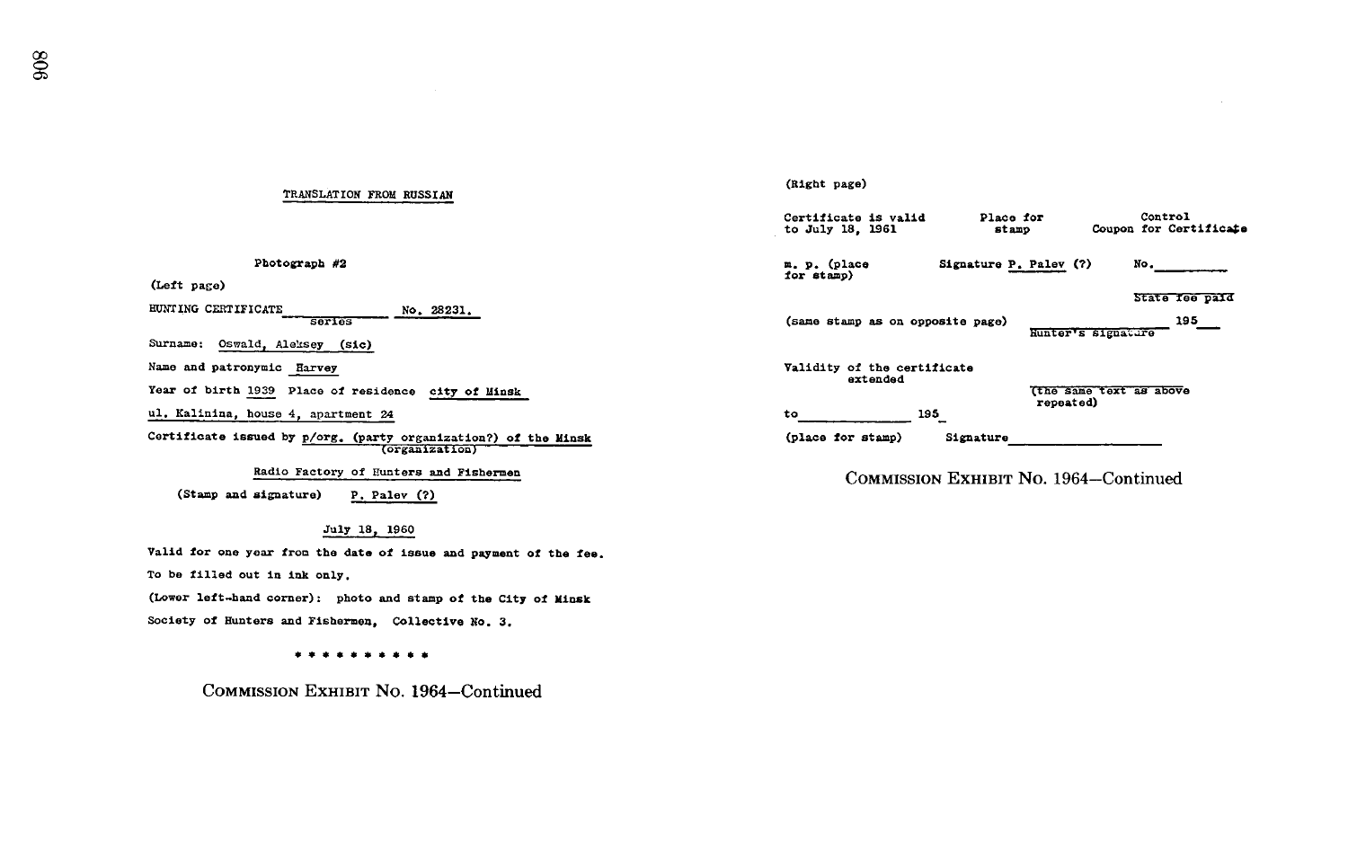TRANSLATION FROM RUSSIAN

Photograph #2

(Left page)

HUNTING CERTIFICATE ________ No. 28231.
series

Surname: Oswald, Aleksey (sic)

Name and patronymic Harvey

Year of birth 1939 Place of residence city of Minsk

ul. Kalinina, house 4, apartment 24

Certificate issued by p/org. (party organization?) of the Minsk
(organization)

Radio Factory of Hunters and Fishermen

(Stamp and signature) P. Palev (?)

July 18, 1960

Valid for one year from the date of issue and payment of the fee.

To be filled out in ink only.

(Lower left-hand corner): photo and stamp of the City of Minsk Society of Hunters and Fishermen, Collective No. 3.

\* \* \* \* \* \* \* \* \* \*

COMMISSION EXHIBIT No. 1964—Continued

(Right page)

| Certificate is valid to July 18, 1961 | Place for stamp | Control Coupon for Certificate |
|---|---|---|
| m. p. (place for stamp) | Signature P. Palev (?) | No.________ |
| | | State fee paid |
| (same stamp as on opposite page) | ________ Hunter's signature | 195__ |

Validity of the certificate extended

(the same text as above repeated)

to ____________ 195_

(place for stamp) Signature__________________

COMMISSION EXHIBIT No. 1964—Continued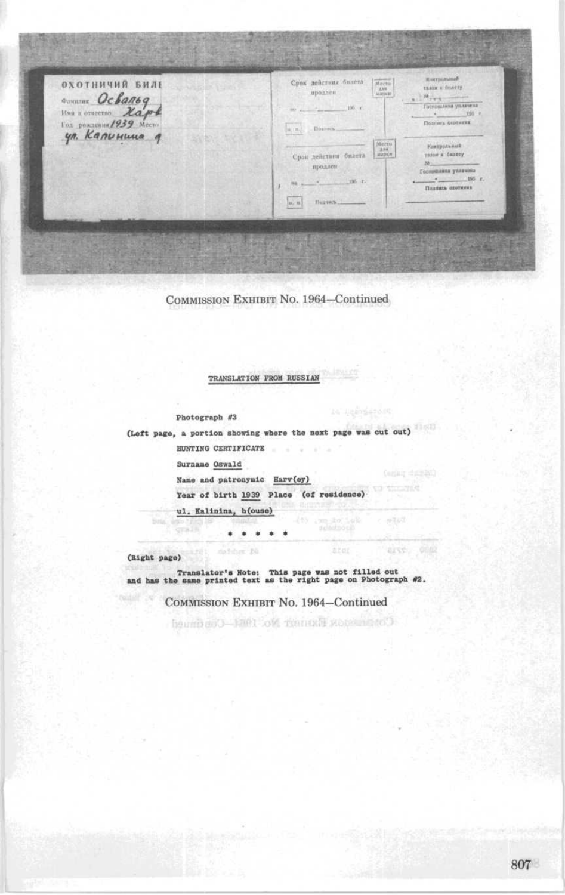ОХОТНИЧИЙ БИЛ

Фамилия Освальд

Имя и отчество Харв

Год рождения 1939 Место

ул. Калинина 4

Срок действия билета продлен

до ___ 196 г.

Подпись ___

Место для марки

Контрольный талон к билету

№ ___

Госпошлина уплачена

___ 196 г.

Подпись охотника

Срок действия билета продлен

по ___ 196 г.

Подпись ___

Место для марки

Контрольный талон к билету

№ ___

Госпошлина уплачена

___ 195 г.

Подпись охотника

COMMISSION EXHIBIT No. 1964—Continued

**TRANSLATION FROM RUSSIAN**

**Photograph #3**

**(Left page, a portion showing where the next page was cut out)**

**HUNTING CERTIFICATE**

**Surname Oswald**

**Name and patronymic Harv(ey)**

**Year of birth 1939 Place (of residence)**

**ul. Kalinina, h(ouse)**

**\* \* \* \* \***

**(Right page)**

**Translator's Note: This page was not filled out and has the same printed text as the right page on Photograph #2.**

COMMISSION EXHIBIT No. 1964—Continued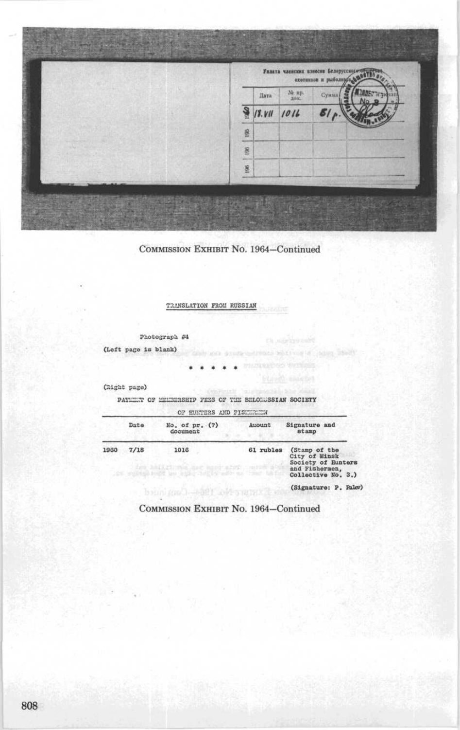Уплата членских взносов Белорусского общества охотников и рыболовов

| | Дата | № пр. док. | Сумма | |
|---|---|---|---|---|
| 1960 | 18.VII | 1016 | 61 р. | |
| 196 | | | | |
| 196 | | | | |
| 196 | | | | |

COMMISSION EXHIBIT No. 1964—Continued

TRANSLATION FROM RUSSIAN

Photograph #4

(Left page is blank)

\* \* \* \* \*

(Right page)

PAYMENT OF MEMBERSHIP FEES OF THE BELORUSSIAN SOCIETY OF HUNTERS AND FISHERMEN

| | Date | No. of pr. (?) document | Amount | Signature and stamp |
|---|---|---|---|---|
| 1960 | 7/18 | 1016 | 61 rubles | (Stamp of the City of Minsk Society of Hunters and Fishermen, Collective No. 3.) |

(Signature: P. Palev)

COMMISSION EXHIBIT No. 1964—Continued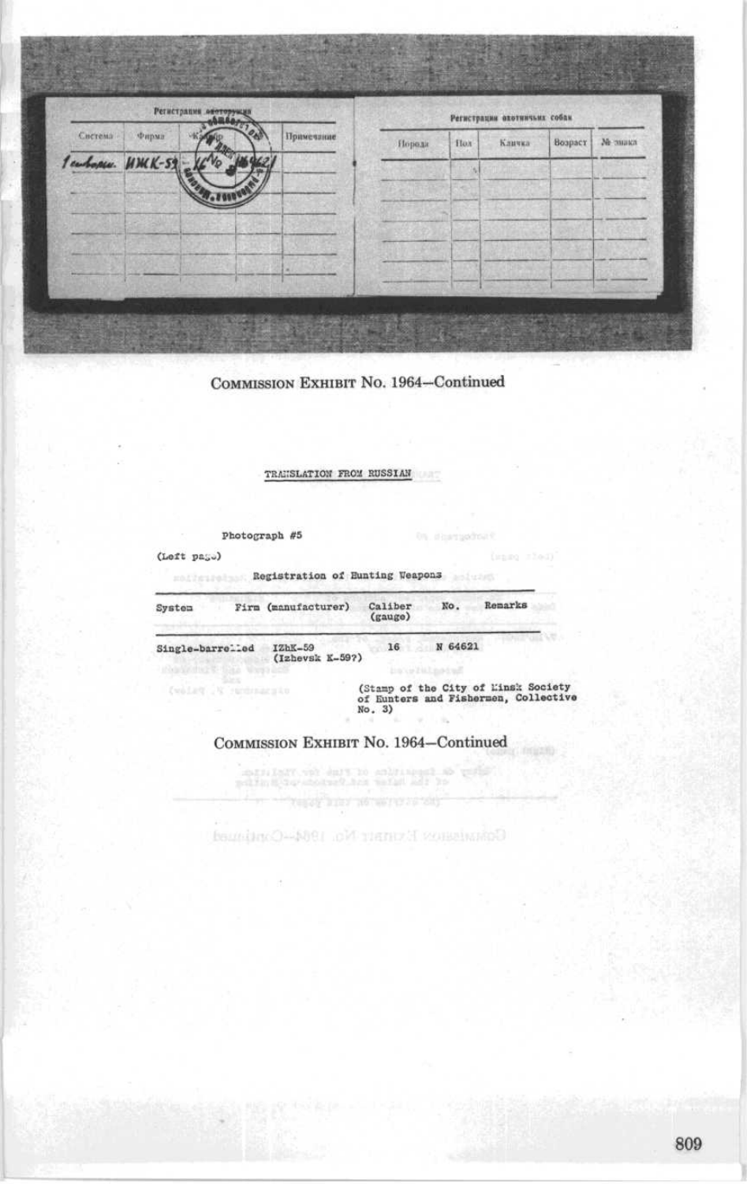Регистрация охоторужия

| Система | Фирма | Калибр | № | Примечание |
|---|---|---|---|---|
| 1 ствол. | ИЖК-59 | 16 | 64621 | |

Регистрация охотничьих собак

| Порода | Пол | Кличка | Возраст | № знака |
|---|---|---|---|---|

COMMISSION EXHIBIT No. 1964—Continued

TRANSLATION FROM RUSSIAN

Photograph #5

(Left page)

Registration of Hunting Weapons

| System | Firm (manufacturer) | Caliber (gauge) | No. | Remarks |
|---|---|---|---|---|
| Single-barrelled | IZhK-59 (Izhevsk K-59?) | 16 | N 64621 | |

(Stamp of the City of Minsk Society of Hunters and Fishermen, Collective No. 3)

\* \* \* \* \*

COMMISSION EXHIBIT No. 1964—Continued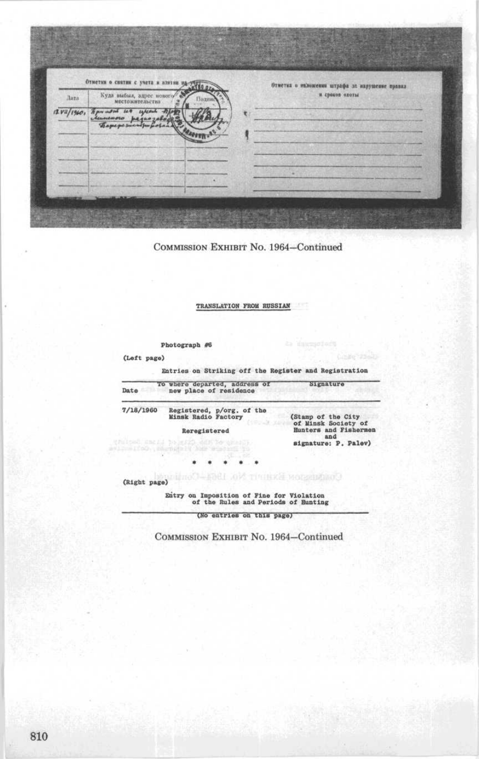Отметки о снятии с учета и взятии на учет

| Дата | Куда выбыл, адрес нового местожительства | Подпись |
| --- | --- | --- |
| 18.VII/1960 г. | Принят на учет п/орг. Минского радиозавода. Перерегистрирован | |

Отметка о наложении штрафа за нарушение правил и сроков охоты

COMMISSION EXHIBIT No. 1964—Continued

TRANSLATION FROM RUSSIAN

Photograph #6

(Left page)

Entries on Striking off the Register and Registration

| Date | To where departed, address of new place of residence | Signature |
| --- | --- | --- |
| 7/18/1960 | Registered, p/org. of the Minsk Radio Factory<br><br>Reregistered | (Stamp of the City of Minsk Society of Hunters and Fishermen and signature: P. Palev) |

\* \* \* \* \*

(Right page)

Entry on Imposition of Fine for Violation of the Rules and Periods of Hunting

(No entries on this page)

COMMISSION EXHIBIT No. 1964—Continued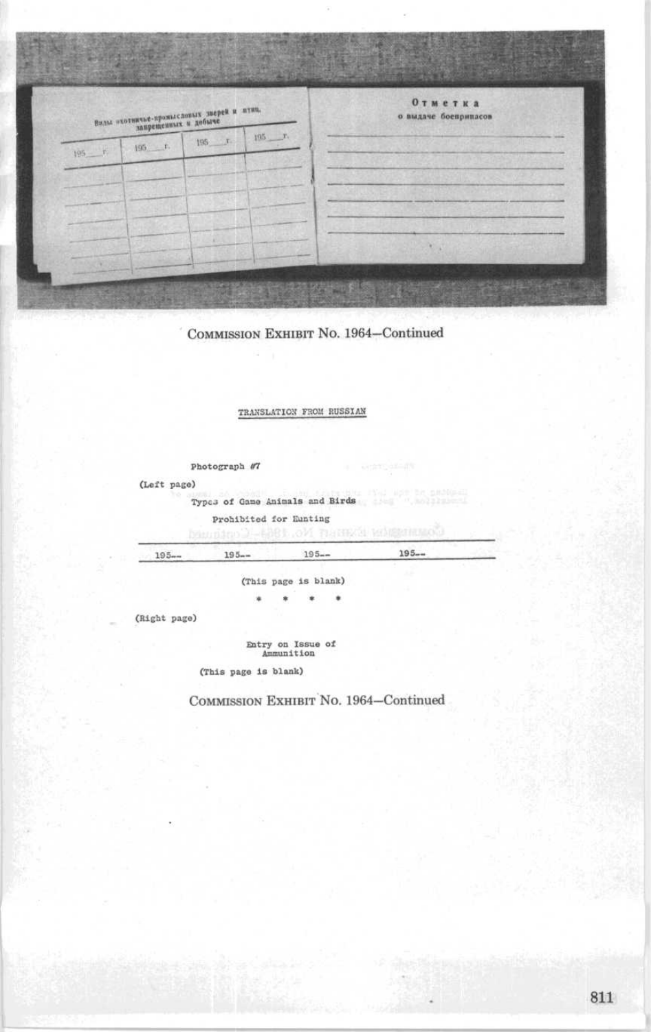Виды охотничье-промысловых зверей и птиц, запрещенных к добыче

| 195__ г. | 195__ г. | 195__ г. | 195__ г. |
|---|---|---|---|
| | | | |

Отметка
о выдаче боеприпасов

COMMISSION EXHIBIT NO. 1964—Continued

TRANSLATION FROM RUSSIAN

Photograph #7

(Left page)

Types of Game Animals and Birds

Prohibited for Hunting

| 195-- | 195-- | 195-- | 195-- |
|---|---|---|---|

(This page is blank)

\* \* \* \*

(Right page)

Entry on Issue of
Ammunition

(This page is blank)

COMMISSION EXHIBIT NO. 1964—Continued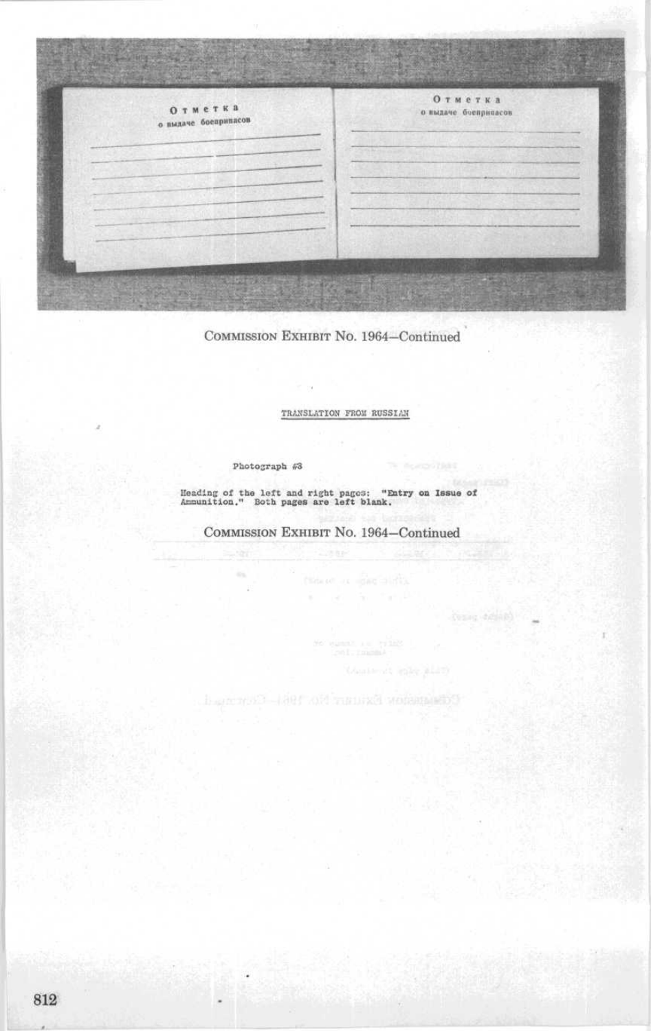Отметка
о выдаче боеприпасов

Отметка
о выдаче боеприпасов

COMMISSION EXHIBIT No. 1964—Continued

TRANSLATION FROM RUSSIAN

Photograph #3

Heading of the left and right pages: "Entry on Issue of Ammunition." Both pages are left blank.

COMMISSION EXHIBIT No. 1964—Continued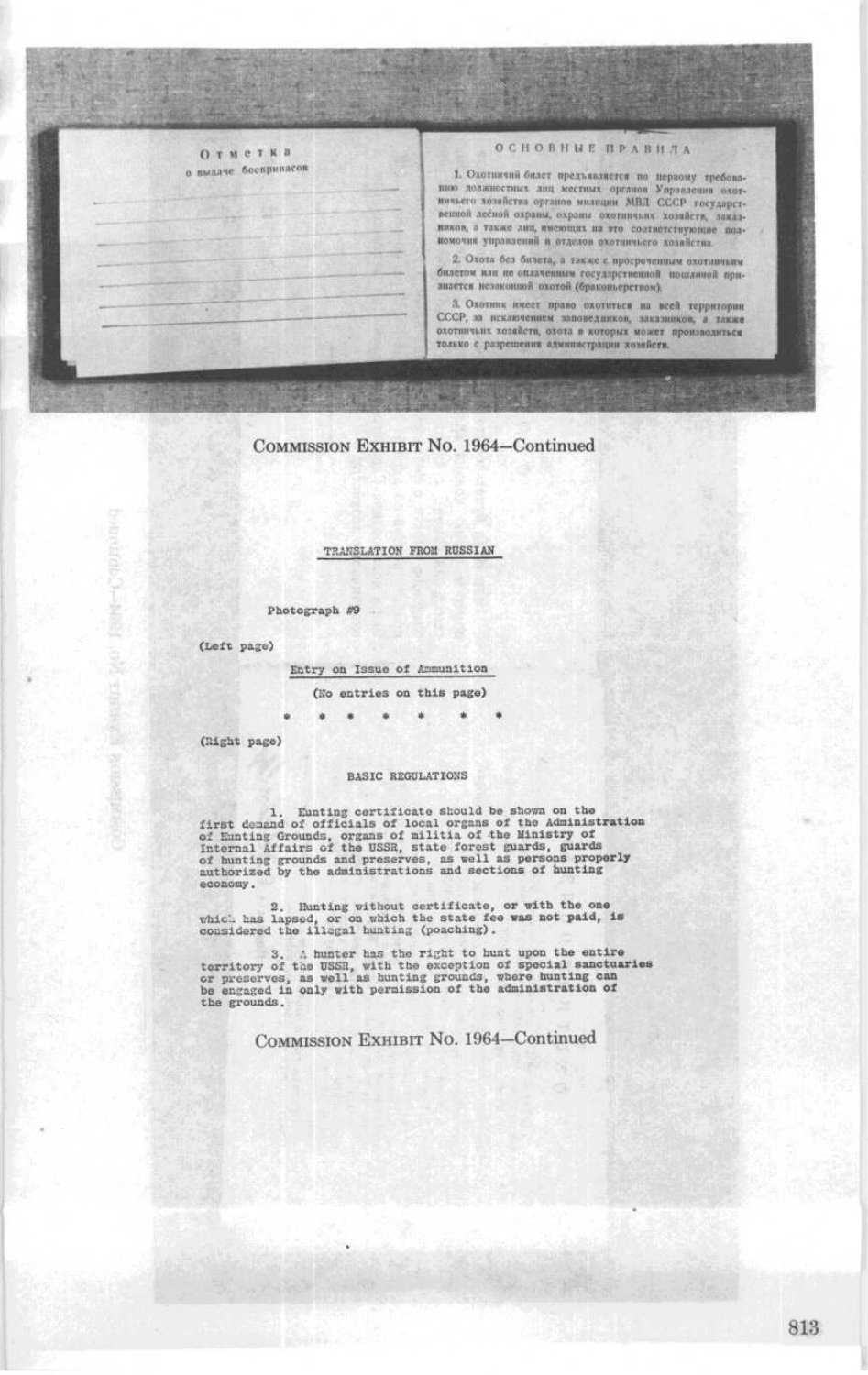Отметка
о выдаче боеприпасов

ОСНОВНЫЕ ПРАВИЛА

1. Охотничий билет предъявляется по первому требованию должностных лиц местных органов Управления охотничьего хозяйства органов милиции МВД СССР государственной лесной охраны, охраны охотничьих хозяйств, заказников, а также лиц, имеющих на это соответствующие полномочия управлений и отделов охотничьего хозяйства.

2. Охота без билета, а также с просроченным охотничьим билетом или не оплаченным государственной пошлиной признается незаконной охотой (браконьерством).

3. Охотник имеет право охотиться на всей территории СССР, за исключением заповедников, заказников, а также охотничьих хозяйств, охота в которых может производиться только с разрешения администрации хозяйств.

COMMISSION EXHIBIT No. 1964—Continued

TRANSLATION FROM RUSSIAN

Photograph #9

(Left page)

Entry on Issue of Ammunition

(No entries on this page)

\* \* \* \* \* \* \*

(Right page)

BASIC REGULATIONS

1. Hunting certificate should be shown on the first demand of officials of local organs of the Administration of Hunting Grounds, organs of militia of the Ministry of Internal Affairs of the USSR, state forest guards, guards of hunting grounds and preserves, as well as persons properly authorized by the administrations and sections of hunting economy.

2. Hunting without certificate, or with the one which has lapsed, or on which the state fee was not paid, is considered the illegal hunting (poaching).

3. A hunter has the right to hunt upon the entire territory of the USSR, with the exception of special sanctuaries or preserves, as well as hunting grounds, where hunting can be engaged in only with permission of the administration of the grounds.

COMMISSION EXHIBIT No. 1964—Continued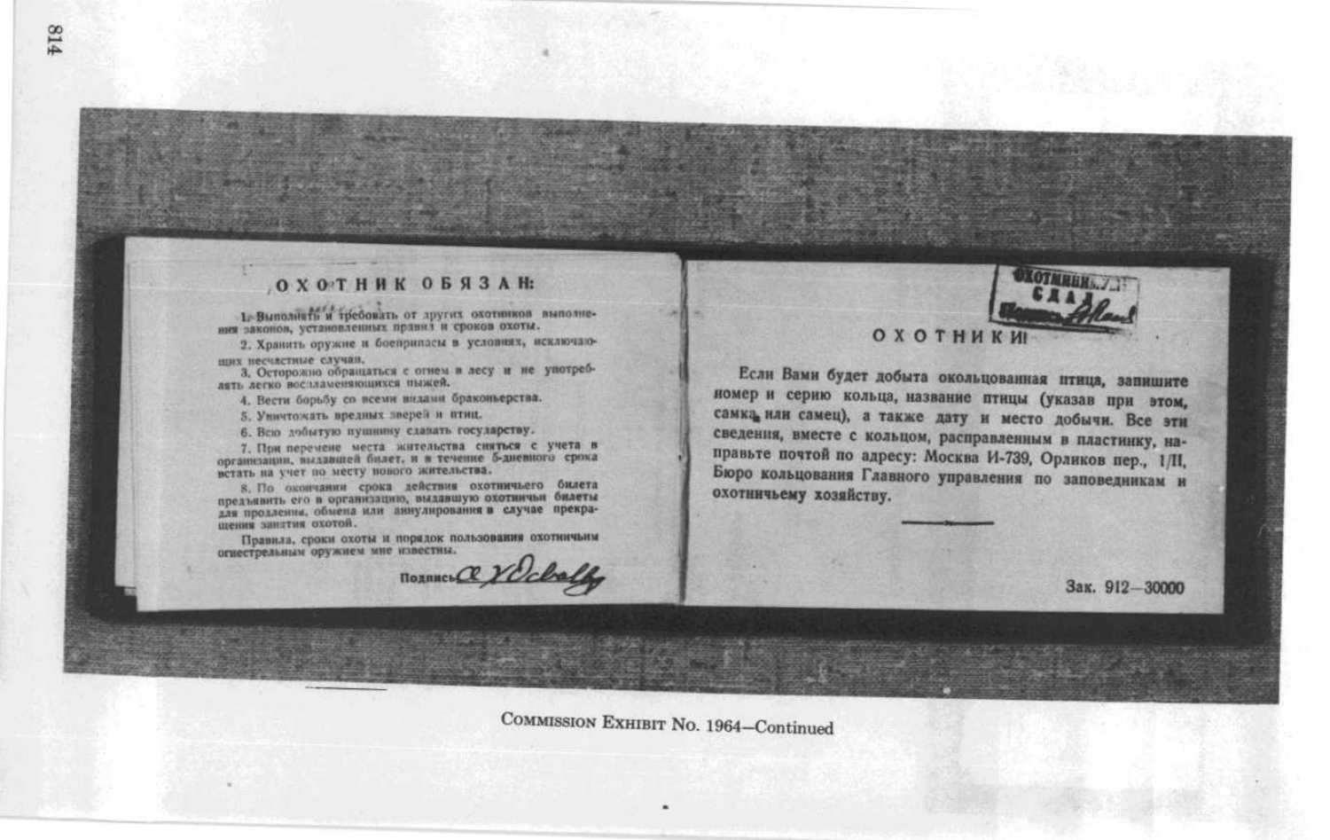## ОХОТНИК ОБЯЗАН:

1. Выполнять и требовать от других охотников выполнения законов, установленных правил и сроков охоты.
2. Хранить оружие и боеприпасы в условиях, исключающих несчастные случаи.
3. Осторожно обращаться с огнем в лесу и не употреблять легко воспламеняющихся пыжей.
4. Вести борьбу со всеми видами браконьерства.
5. Уничтожать вредных зверей и птиц.
6. Всю добытую пушнину сдавать государству.
7. При перемене места жительства сняться с учета в организации, выдавшей билет, и в течение 5-дневного срока встать на учет по месту нового жительства.
8. По окончании срока действия охотничьего билета предъявить его в организацию, выдавшую охотничьи билеты для продления, обмена или аннулирования в случае прекращения занятия охотой.

Правила, сроки охоты и порядок пользования охотничьим огнестрельным оружием мне известны.

Подпись *A. Hidell*

ОХОТНИЧИЙ... СДАЛ ...

## ОХОТНИКИ!

Если Вами будет добыта окольцованная птица, запишите номер и серию кольца, название птицы (указав при этом, самка или самец), а также дату и место добычи. Все эти сведения, вместе с кольцом, расправленным в пластинку, направьте почтой по адресу: Москва И-739, Орликов пер., 1/II, Бюро кольцования Главного управления по заповедникам и охотничьему хозяйству.

Зак. 912—30000

COMMISSION EXHIBIT No. 1964—Continued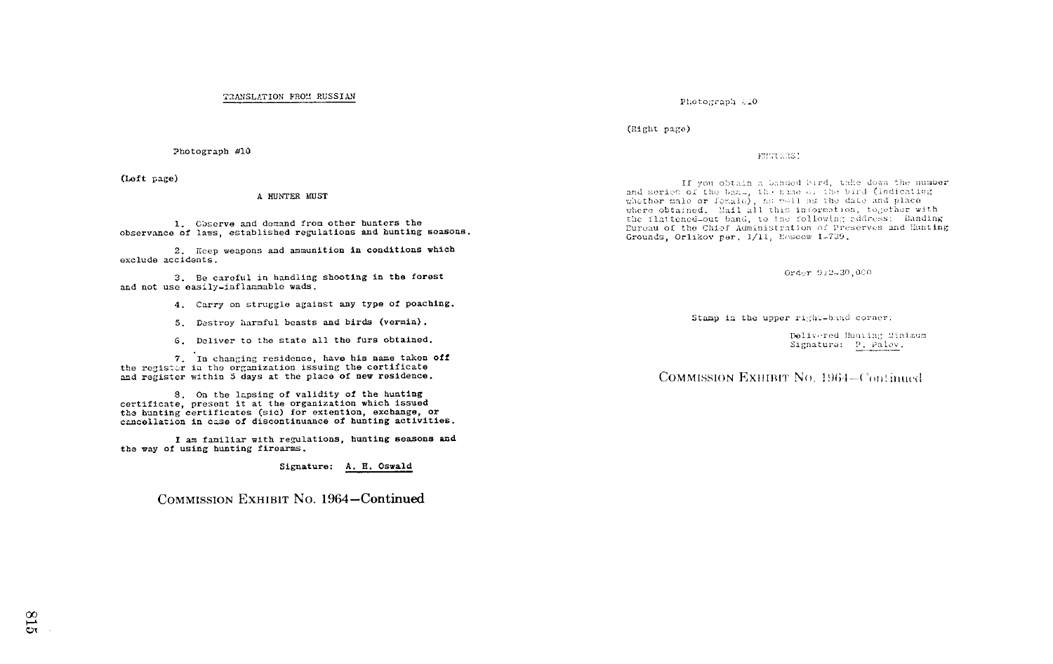TRANSLATION FROM RUSSIAN

Photograph #10

(Left page)

A HUNTER MUST

1. Observe and demand from other hunters the observance of laws, established regulations and hunting seasons.

2. Keep weapons and ammunition in conditions which exclude accidents.

3. Be careful in handling shooting in the forest and not use easily-inflammable wads.

4. Carry on struggle against any type of poaching.

5. Destroy harmful beasts and birds (vermin).

6. Deliver to the state all the furs obtained.

7. In changing residence, have his name taken off the register in the organization issuing the certificate and register within 5 days at the place of new residence.

8. On the lapsing of validity of the hunting certificate, present it at the organization which issued the hunting certificates (sic) for extention, exchange, or cancellation in case of discontinuance of hunting activities.

I am familiar with regulations, hunting seasons and the way of using hunting firearms.

Signature: A. H. Oswald

COMMISSION EXHIBIT No. 1964—Continued

Photograph #10

(Right page)

HUNTERS!

If you obtain a banded bird, take down the number and series of the band, the name of the bird (indicating whether male or female), as well as the date and place where obtained. Mail all this information, together with the flattened-out band, to the following address: Banding Bureau of the Chief Administration of Preserves and Hunting Grounds, Orlikov per. 1/11, Moscow I-739.

Order 912-30,000

Stamp in the upper right-hand corner:

Delivered Hunting Minimum
Signature: P. Palov.

COMMISSION EXHIBIT No. 1964—Continued